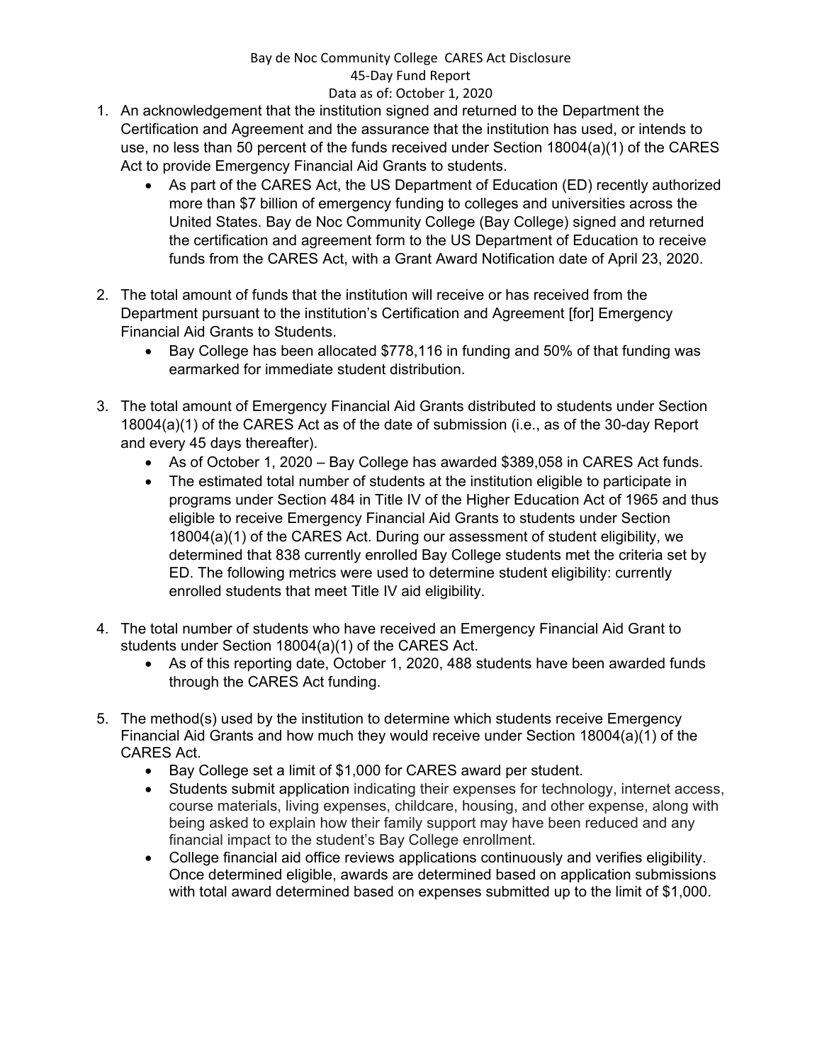# Bay de Noc Community College CARES Act Disclosure
## 45-Day Fund Report
### Data as of: October 1, 2020

1. An acknowledgement that the institution signed and returned to the Department the Certification and Agreement and the assurance that the institution has used, or intends to use, no less than 50 percent of the funds received under Section 18004(a)(1) of the CARES Act to provide Emergency Financial Aid Grants to students.
   - As part of the CARES Act, the US Department of Education (ED) recently authorized more than $7 billion of emergency funding to colleges and universities across the United States. Bay de Noc Community College (Bay College) signed and returned the certification and agreement form to the US Department of Education to receive funds from the CARES Act, with a Grant Award Notification date of April 23, 2020.

2. The total amount of funds that the institution will receive or has received from the Department pursuant to the institution's Certification and Agreement [for] Emergency Financial Aid Grants to Students.
   - Bay College has been allocated $778,116 in funding and 50% of that funding was earmarked for immediate student distribution.

3. The total amount of Emergency Financial Aid Grants distributed to students under Section 18004(a)(1) of the CARES Act as of the date of submission (i.e., as of the 30-day Report and every 45 days thereafter).
   - As of October 1, 2020 – Bay College has awarded $389,058 in CARES Act funds.
   - The estimated total number of students at the institution eligible to participate in programs under Section 484 in Title IV of the Higher Education Act of 1965 and thus eligible to receive Emergency Financial Aid Grants to students under Section 18004(a)(1) of the CARES Act. During our assessment of student eligibility, we determined that 838 currently enrolled Bay College students met the criteria set by ED. The following metrics were used to determine student eligibility: currently enrolled students that meet Title IV aid eligibility.

4. The total number of students who have received an Emergency Financial Aid Grant to students under Section 18004(a)(1) of the CARES Act.
   - As of this reporting date, October 1, 2020, 488 students have been awarded funds through the CARES Act funding.

5. The method(s) used by the institution to determine which students receive Emergency Financial Aid Grants and how much they would receive under Section 18004(a)(1) of the CARES Act.
   - Bay College set a limit of $1,000 for CARES award per student.
   - Students submit application indicating their expenses for technology, internet access, course materials, living expenses, childcare, housing, and other expense, along with being asked to explain how their family support may have been reduced and any financial impact to the student's Bay College enrollment.
   - College financial aid office reviews applications continuously and verifies eligibility. Once determined eligible, awards are determined based on application submissions with total award determined based on expenses submitted up to the limit of $1,000.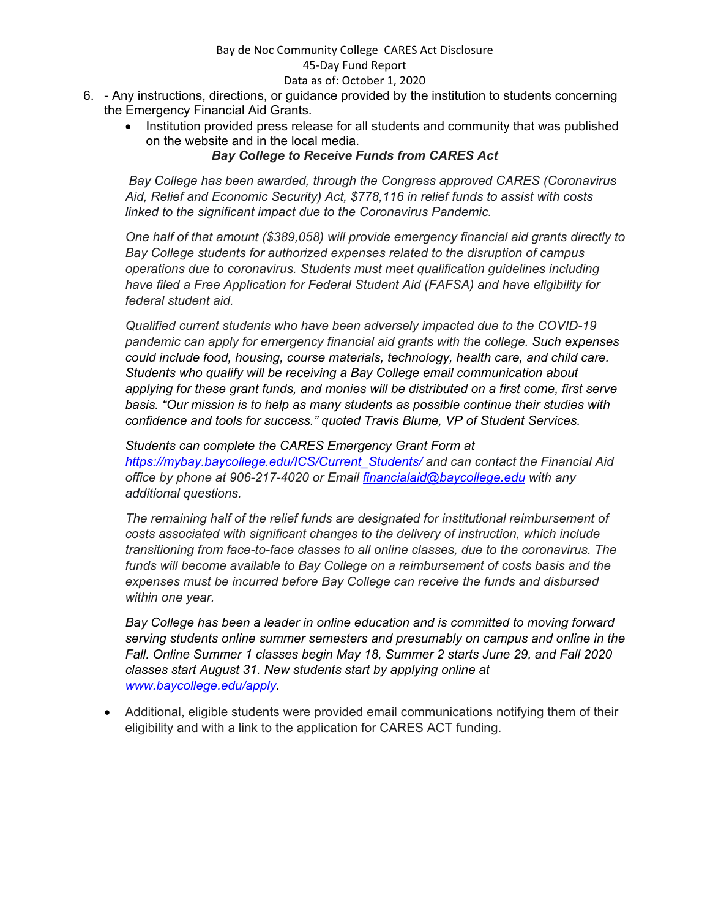Bay de Noc Community College CARES Act Disclosure
45-Day Fund Report
Data as of: October 1, 2020

6. - Any instructions, directions, or guidance provided by the institution to students concerning the Emergency Financial Aid Grants.
   - Institution provided press release for all students and community that was published on the website and in the local media.

***Bay College to Receive Funds from CARES Act***

*Bay College has been awarded, through the Congress approved CARES (Coronavirus Aid, Relief and Economic Security) Act, $778,116 in relief funds to assist with costs linked to the significant impact due to the Coronavirus Pandemic.*

*One half of that amount ($389,058) will provide emergency financial aid grants directly to Bay College students for authorized expenses related to the disruption of campus operations due to coronavirus. Students must meet qualification guidelines including have filed a Free Application for Federal Student Aid (FAFSA) and have eligibility for federal student aid.*

*Qualified current students who have been adversely impacted due to the COVID-19 pandemic can apply for emergency financial aid grants with the college. Such expenses could include food, housing, course materials, technology, health care, and child care. Students who qualify will be receiving a Bay College email communication about applying for these grant funds, and monies will be distributed on a first come, first serve basis. "Our mission is to help as many students as possible continue their studies with confidence and tools for success." quoted Travis Blume, VP of Student Services.*

*Students can complete the CARES Emergency Grant Form at [https://mybay.baycollege.edu/ICS/Current_Students/](https://mybay.baycollege.edu/ICS/Current_Students/) and can contact the Financial Aid office by phone at 906-217-4020 or Email [financialaid@baycollege.edu](mailto:financialaid@baycollege.edu) with any additional questions.*

*The remaining half of the relief funds are designated for institutional reimbursement of costs associated with significant changes to the delivery of instruction, which include transitioning from face-to-face classes to all online classes, due to the coronavirus. The funds will become available to Bay College on a reimbursement of costs basis and the expenses must be incurred before Bay College can receive the funds and disbursed within one year.*

*Bay College has been a leader in online education and is committed to moving forward serving students online summer semesters and presumably on campus and online in the Fall. Online Summer 1 classes begin May 18, Summer 2 starts June 29, and Fall 2020 classes start August 31. New students start by applying online at [www.baycollege.edu/apply](http://www.baycollege.edu/apply).*

- Additional, eligible students were provided email communications notifying them of their eligibility and with a link to the application for CARES ACT funding.